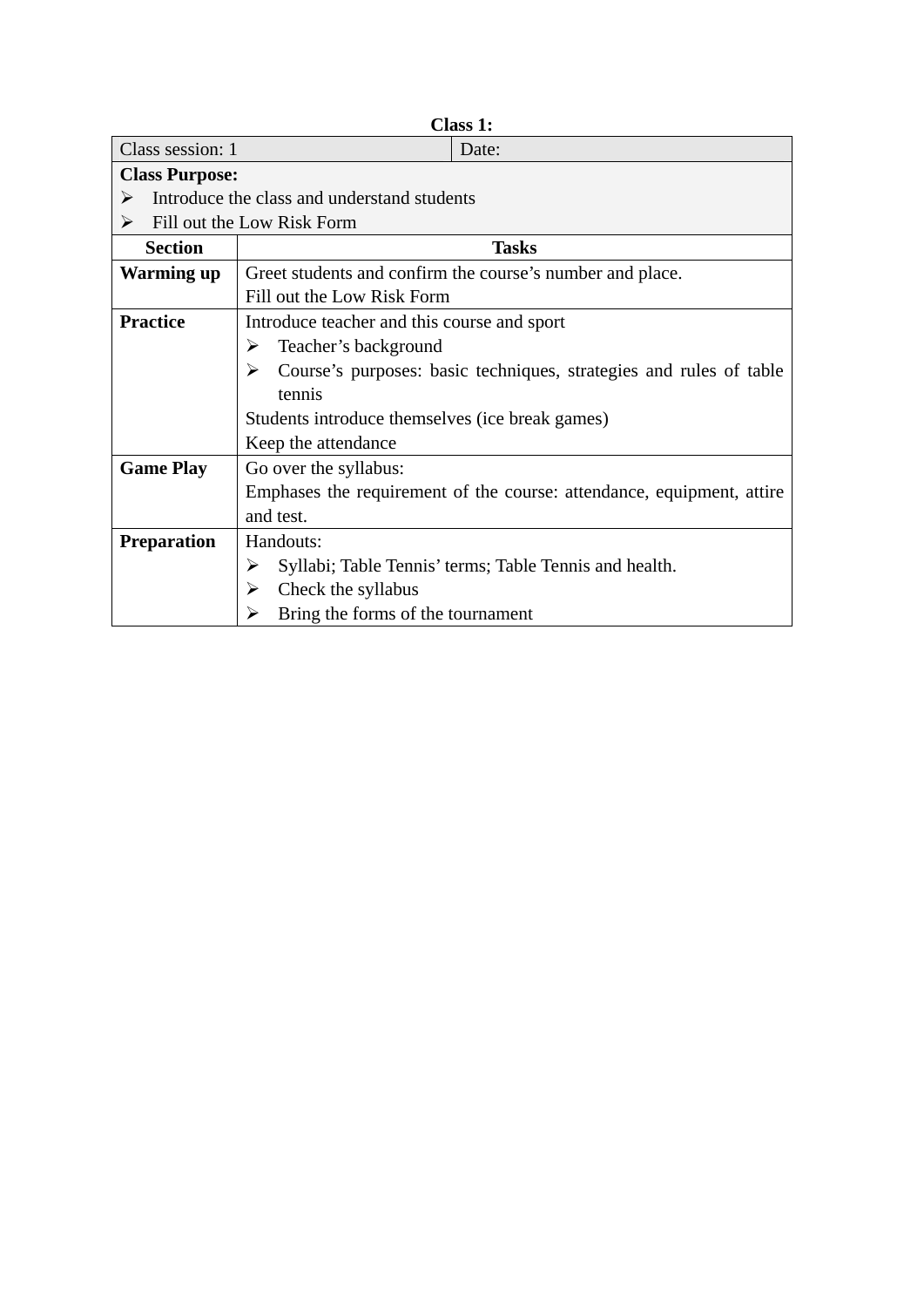**Class 1:**

| Class session: 1 | Date: |
|---|---|
| **Class Purpose:**<br>➢ Introduce the class and understand students<br>➢ Fill out the Low Risk Form | |

| **Section** | **Tasks** |
|---|---|
| **Warming up** | Greet students and confirm the course's number and place.<br>Fill out the Low Risk Form |
| **Practice** | Introduce teacher and this course and sport<br>➢ Teacher's background<br>➢ Course's purposes: basic techniques, strategies and rules of table tennis<br>Students introduce themselves (ice break games)<br>Keep the attendance |
| **Game Play** | Go over the syllabus:<br>Emphases the requirement of the course: attendance, equipment, attire and test. |
| **Preparation** | Handouts:<br>➢ Syllabi; Table Tennis' terms; Table Tennis and health.<br>➢ Check the syllabus<br>➢ Bring the forms of the tournament |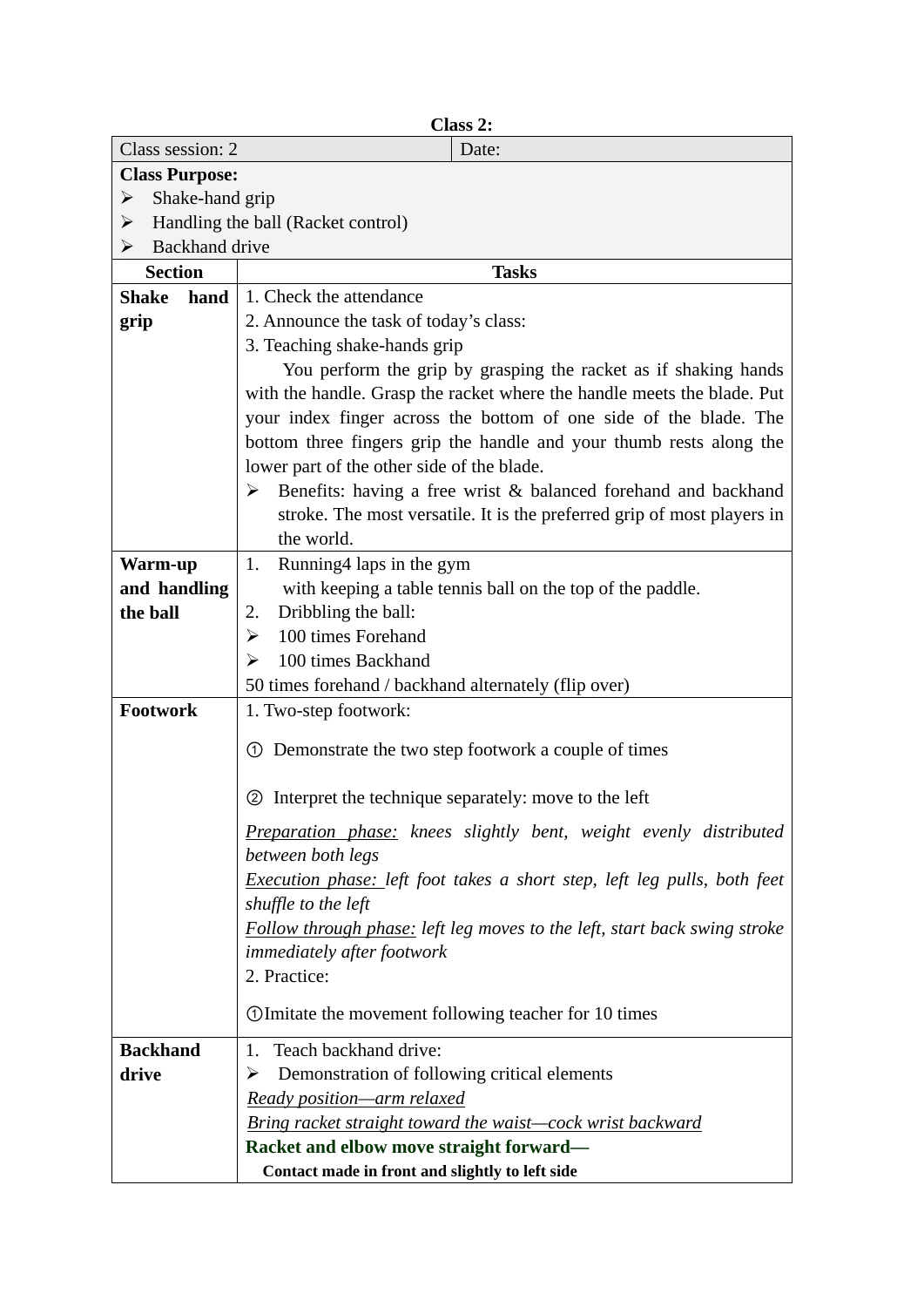**Class 2:**

| Class session: 2 | Date: |
|---|---|
| **Class Purpose:**<br>➢ Shake-hand grip<br>➢ Handling the ball (Racket control)<br>➢ Backhand drive | |
| **Section** | **Tasks** |
| **Shake hand grip** | 1. Check the attendance<br>2. Announce the task of today's class:<br>3. Teaching shake-hands grip<br>You perform the grip by grasping the racket as if shaking hands with the handle. Grasp the racket where the handle meets the blade. Put your index finger across the bottom of one side of the blade. The bottom three fingers grip the handle and your thumb rests along the lower part of the other side of the blade.<br>➢ Benefits: having a free wrist & balanced forehand and backhand stroke. The most versatile. It is the preferred grip of most players in the world. |
| **Warm-up and handling the ball** | 1. Running4 laps in the gym<br>with keeping a table tennis ball on the top of the paddle.<br>2. Dribbling the ball:<br>➢ 100 times Forehand<br>➢ 100 times Backhand<br>50 times forehand / backhand alternately (flip over) |
| **Footwork** | 1. Two-step footwork:<br>① Demonstrate the two step footwork a couple of times<br>② Interpret the technique separately: move to the left<br>*<u>Preparation phase:</u> knees slightly bent, weight evenly distributed between both legs*<br>*<u>Execution phase:</u> left foot takes a short step, left leg pulls, both feet shuffle to the left*<br>*<u>Follow through phase:</u> left leg moves to the left, start back swing stroke immediately after footwork*<br>2. Practice:<br>①Imitate the movement following teacher for 10 times |
| **Backhand drive** | 1. Teach backhand drive:<br>➢ Demonstration of following critical elements<br>*<u>Ready position—arm relaxed</u>*<br>*<u>Bring racket straight toward the waist—cock wrist backward</u>*<br>**Racket and elbow move straight forward—**<br>**Contact made in front and slightly to left side** |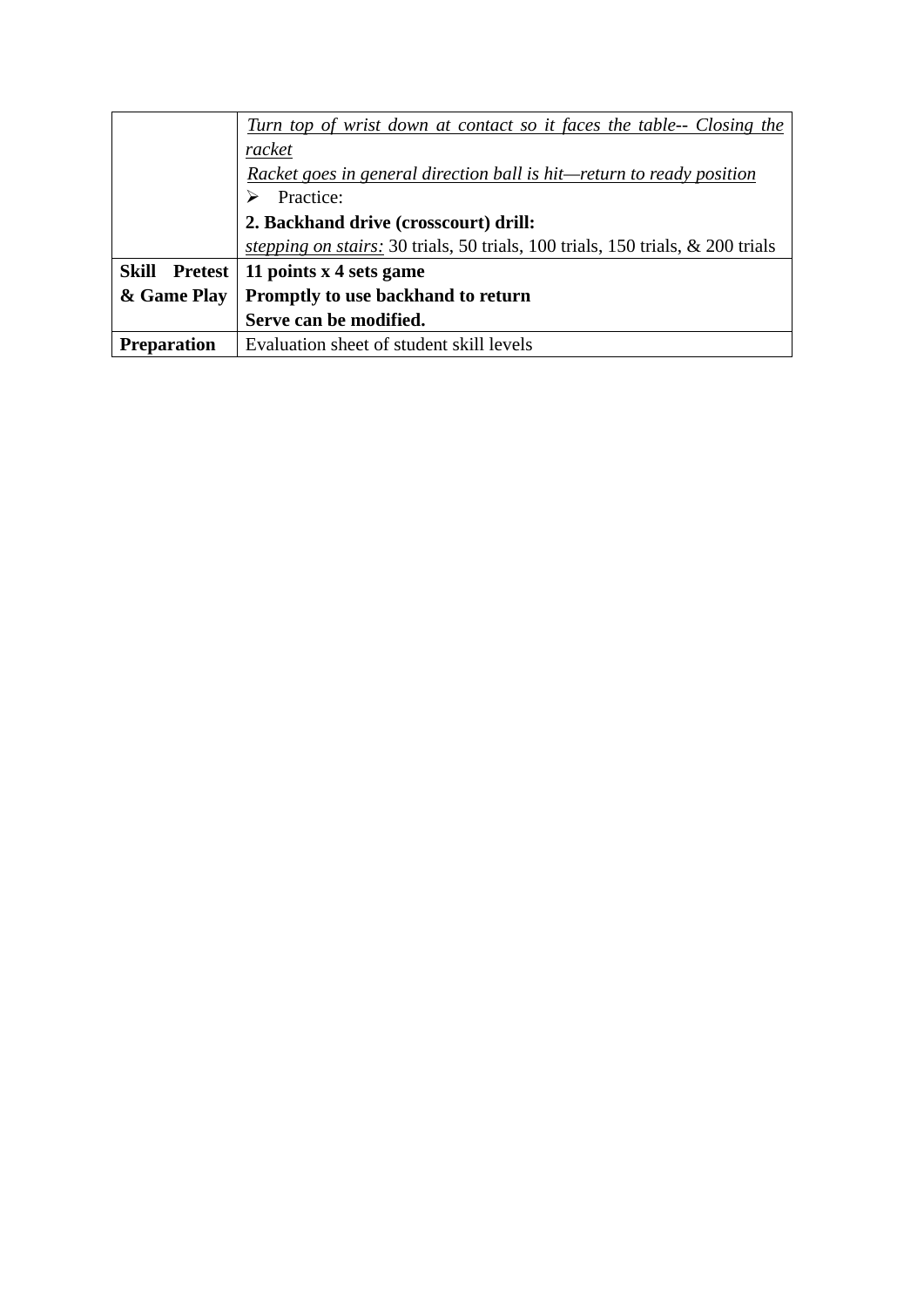|  |  |
|---|---|
|  | <u>*Turn top of wrist down at contact so it faces the table-- Closing the racket*</u><br><u>*Racket goes in general direction ball is hit—return to ready position*</u><br>➢ Practice:<br>**2. Backhand drive (crosscourt) drill:**<br><u>*stepping on stairs:*</u> 30 trials, 50 trials, 100 trials, 150 trials, & 200 trials |
| **Skill Pretest & Game Play** | **11 points x 4 sets game**<br>**Promptly to use backhand to return**<br>**Serve can be modified.** |
| **Preparation** | Evaluation sheet of student skill levels |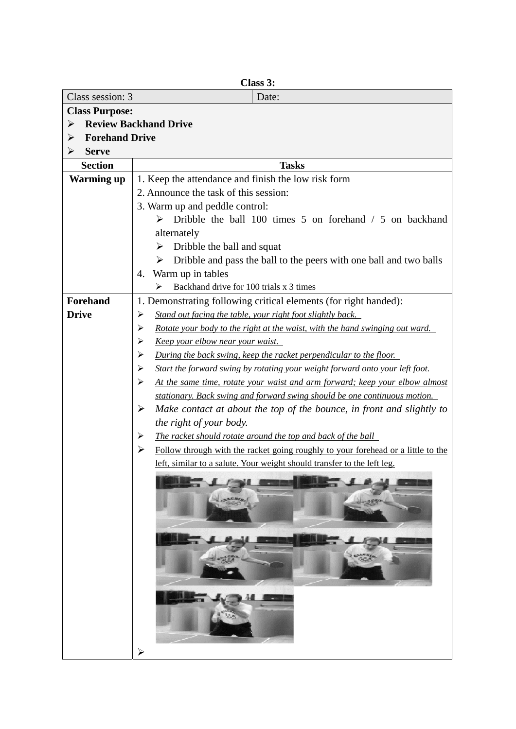**Class 3:**

| Class session: 3 | | Date: |
|---|---|---|
| **Class Purpose:**<br>➢ **Review Backhand Drive**<br>➢ **Forehand Drive**<br>➢ **Serve** | | |
| **Section** | **Tasks** | |
| **Warming up** | 1. Keep the attendance and finish the low risk form<br>2. Announce the task of this session:<br>3. Warm up and peddle control:<br>➢ Dribble the ball 100 times 5 on forehand / 5 on backhand alternately<br>➢ Dribble the ball and squat<br>➢ Dribble and pass the ball to the peers with one ball and two balls<br>4. Warm up in tables<br>➢ Backhand drive for 100 trials x 3 times | |
| **Forehand Drive** | 1. Demonstrating following critical elements (for right handed):<br>➢ *Stand out facing the table, your right foot slightly back.*<br>➢ *Rotate your body to the right at the waist, with the hand swinging out ward.*<br>➢ *Keep your elbow near your waist.*<br>➢ *During the back swing, keep the racket perpendicular to the floor.*<br>➢ *Start the forward swing by rotating your weight forward onto your left foot.*<br>➢ *At the same time, rotate your waist and arm forward; keep your elbow almost stationary. Back swing and forward swing should be one continuous motion.*<br>➢ *Make contact at about the top of the bounce, in front and slightly to the right of your body.*<br>➢ *The racket should rotate around the top and back of the ball*<br>➢ Follow through with the racket going roughly to your forehead or a little to the left, similar to a salute. Your weight should transfer to the left leg.<br>➢ | |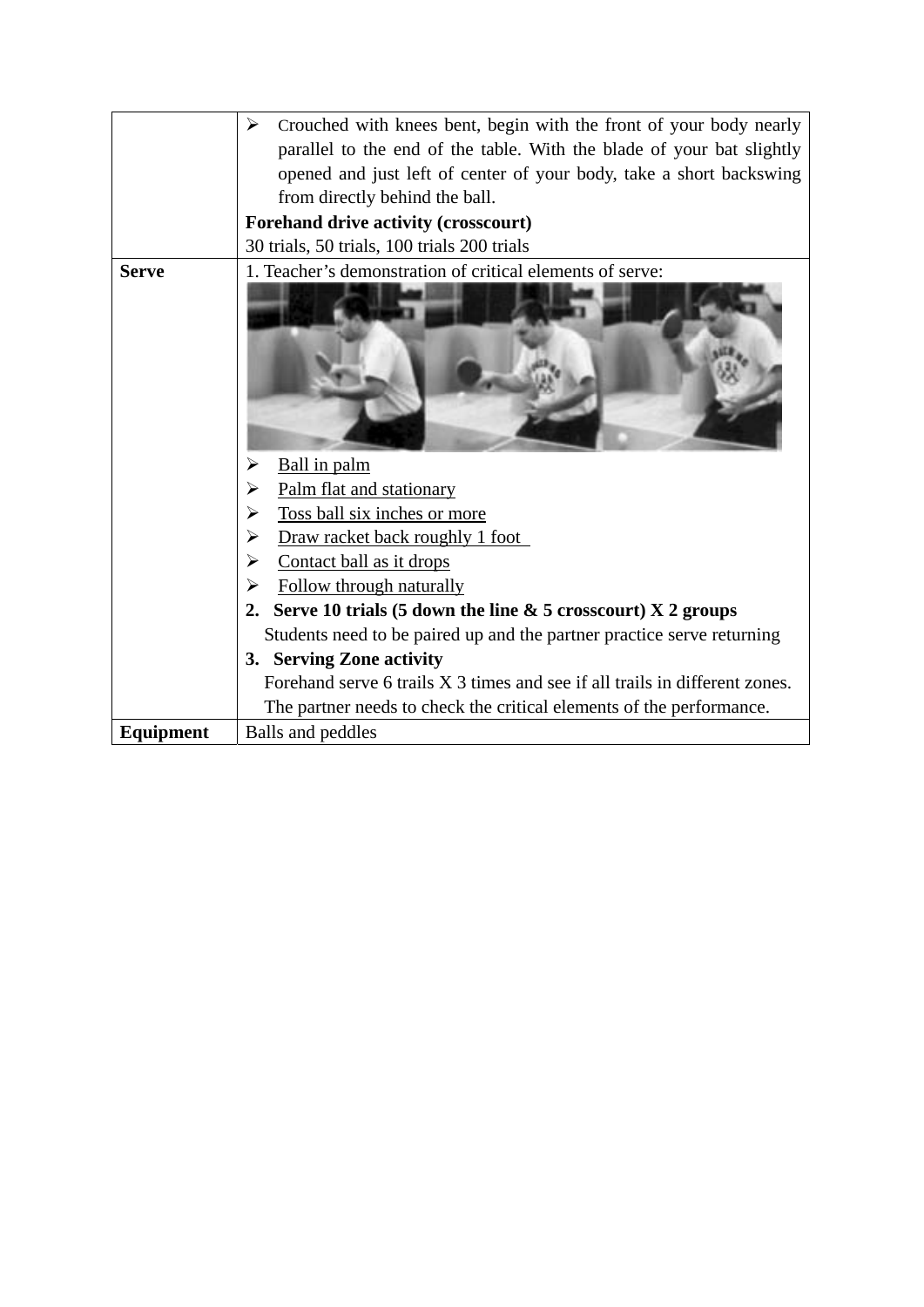| | |
|---|---|
| | ➢ Crouched with knees bent, begin with the front of your body nearly parallel to the end of the table. With the blade of your bat slightly opened and just left of center of your body, take a short backswing from directly behind the ball.<br>**Forehand drive activity (crosscourt)**<br>30 trials, 50 trials, 100 trials 200 trials |
| **Serve** | 1. Teacher's demonstration of critical elements of serve:<br>➢ <u>Ball in palm</u><br>➢ <u>Palm flat and stationary</u><br>➢ <u>Toss ball six inches or more</u><br>➢ <u>Draw racket back roughly 1 foot</u><br>➢ <u>Contact ball as it drops</u><br>➢ <u>Follow through naturally</u><br>**2. Serve 10 trials (5 down the line & 5 crosscourt) X 2 groups**<br>Students need to be paired up and the partner practice serve returning<br>**3. Serving Zone activity**<br>Forehand serve 6 trails X 3 times and see if all trails in different zones. The partner needs to check the critical elements of the performance. |
| **Equipment** | Balls and peddles |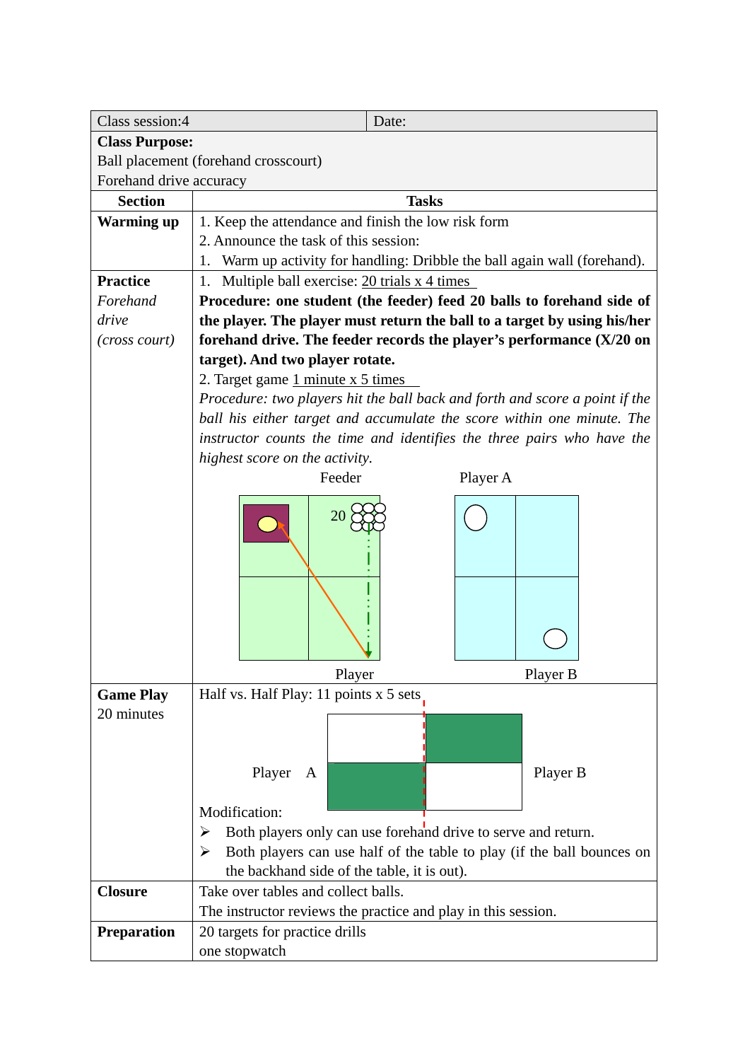| Class session:4 | Date: |
|---|---|
| **Class Purpose:**<br>Ball placement (forehand crosscourt)<br>Forehand drive accuracy | |
| **Section** | **Tasks** |
| **Warming up** | 1. Keep the attendance and finish the low risk form<br>2. Announce the task of this session:<br>1. Warm up activity for handling: Dribble the ball again wall (forehand). |
| **Practice**<br>*Forehand drive*<br>*(cross court)* | 1. Multiple ball exercise: <u>20 trials x 4 times</u><br>**Procedure: one student (the feeder) feed 20 balls to forehand side of the player. The player must return the ball to a target by using his/her forehand drive. The feeder records the player's performance (X/20 on target). And two player rotate.**<br>2. Target game <u>1 minute x 5 times</u><br>*Procedure: two players hit the ball back and forth and score a point if the ball his either target and accumulate the score within one minute. The instructor counts the time and identifies the three pairs who have the highest score on the activity.*<br>Feeder Player A<br>20<br>Player Player B |
| **Game Play**<br>20 minutes | Half vs. Half Play: 11 points x 5 sets<br>Player A Player B<br>Modification:<br>➢ Both players only can use forehand drive to serve and return.<br>➢ Both players can use half of the table to play (if the ball bounces on the backhand side of the table, it is out). |
| **Closure** | Take over tables and collect balls.<br>The instructor reviews the practice and play in this session. |
| **Preparation** | 20 targets for practice drills<br>one stopwatch |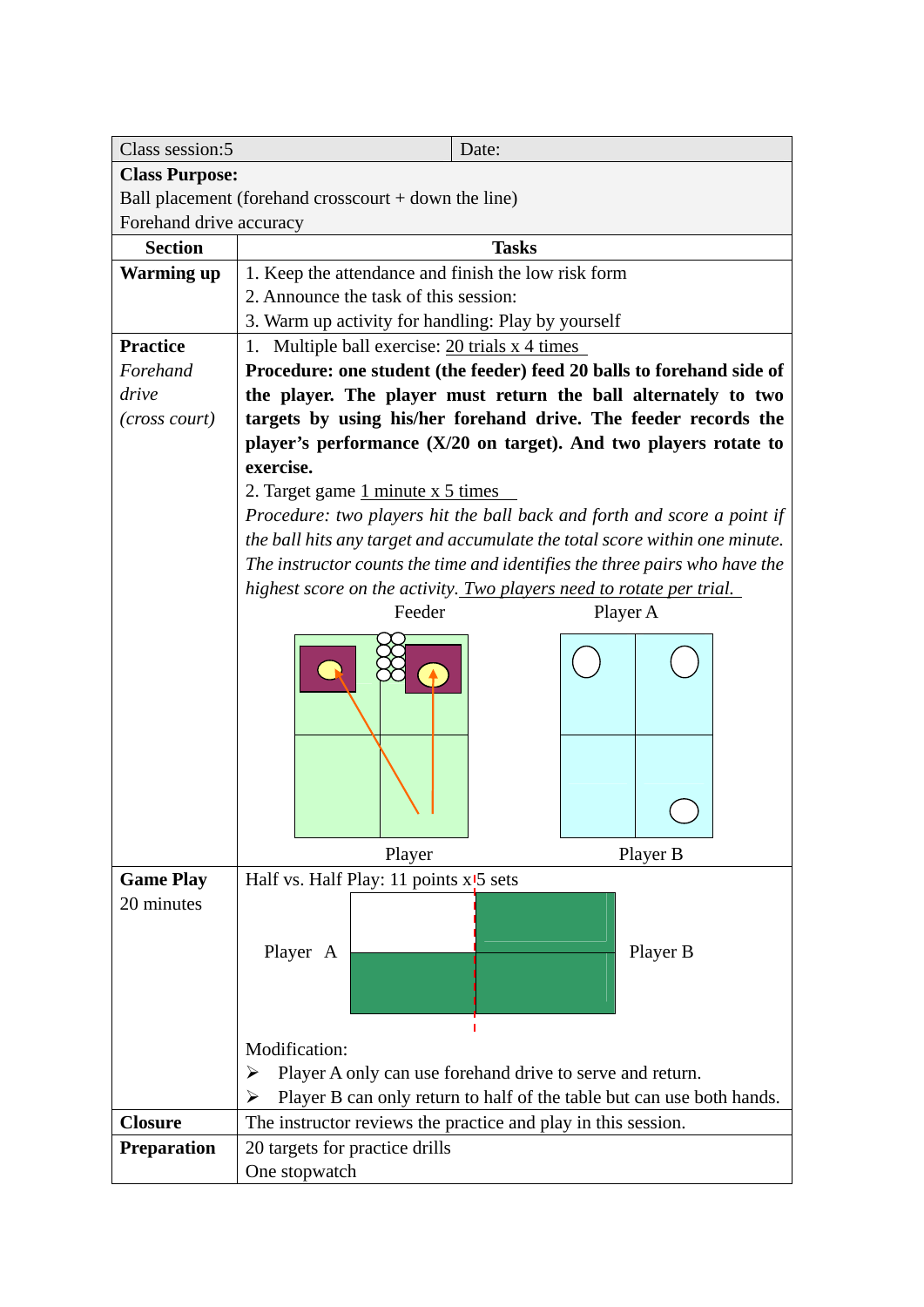| Class session:5 | Date: |
|---|---|
| **Class Purpose:**<br>Ball placement (forehand crosscourt + down the line)<br>Forehand drive accuracy | |
| **Section** | **Tasks** |
| **Warming up** | 1. Keep the attendance and finish the low risk form<br>2. Announce the task of this session:<br>3. Warm up activity for handling: Play by yourself |
| **Practice**<br>*Forehand drive (cross court)* | 1. Multiple ball exercise: 20 trials x 4 times<br>**Procedure: one student (the feeder) feed 20 balls to forehand side of the player. The player must return the ball alternately to two targets by using his/her forehand drive. The feeder records the player's performance (X/20 on target). And two players rotate to exercise.**<br>2. Target game 1 minute x 5 times<br>*Procedure: two players hit the ball back and forth and score a point if the ball hits any target and accumulate the total score within one minute. The instructor counts the time and identifies the three pairs who have the highest score on the activity. Two players need to rotate per trial.*<br>Feeder / Player A<br>Player / Player B |
| **Game Play**<br>20 minutes | Half vs. Half Play: 11 points x 5 sets<br>Player A / Player B<br>Modification:<br>➢ Player A only can use forehand drive to serve and return.<br>➢ Player B can only return to half of the table but can use both hands. |
| **Closure** | The instructor reviews the practice and play in this session. |
| **Preparation** | 20 targets for practice drills<br>One stopwatch |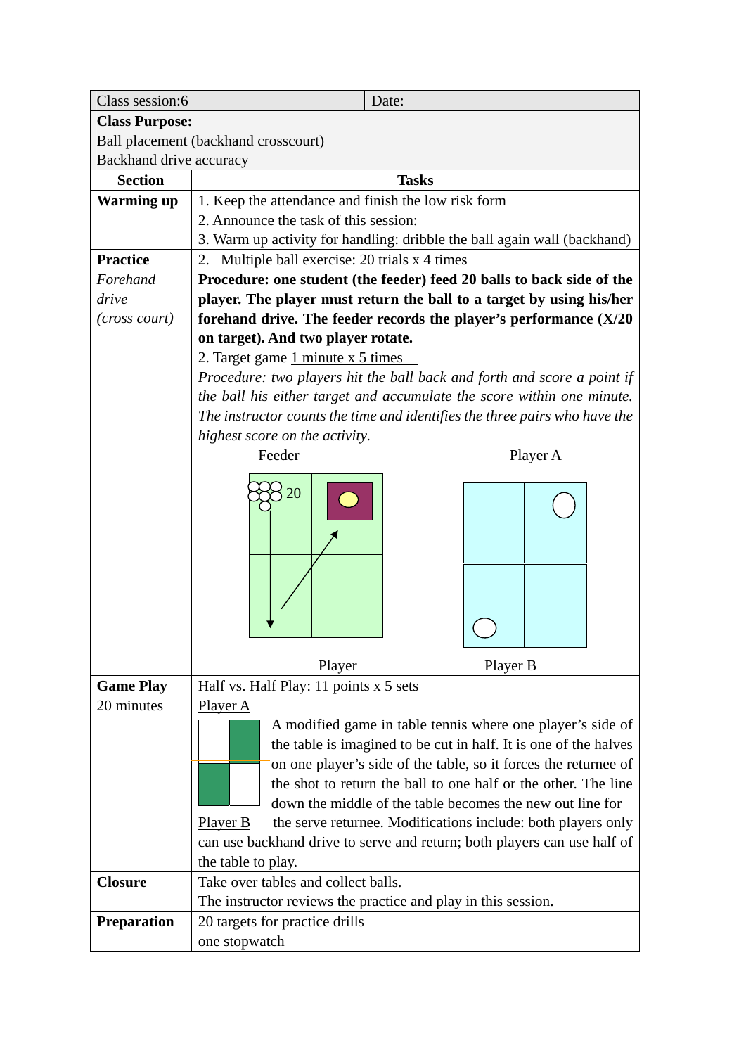| Class session:6 | Date: |
|---|---|
| **Class Purpose:**<br>Ball placement (backhand crosscourt)<br>Backhand drive accuracy | |
| **Section** | **Tasks** |
| **Warming up** | 1. Keep the attendance and finish the low risk form<br>2. Announce the task of this session:<br>3. Warm up activity for handling: dribble the ball again wall (backhand) |
| **Practice**<br>*Forehand drive (cross court)* | 2. Multiple ball exercise: <u>20 trials x 4 times</u><br>**Procedure: one student (the feeder) feed 20 balls to back side of the player. The player must return the ball to a target by using his/her forehand drive. The feeder records the player's performance (X/20 on target). And two player rotate.**<br>2. Target game <u>1 minute x 5 times</u><br>*Procedure: two players hit the ball back and forth and score a point if the ball his either target and accumulate the score within one minute. The instructor counts the time and identifies the three pairs who have the highest score on the activity.*<br>Feeder Player A<br>20<br>Player Player B |
| **Game Play**<br>20 minutes | Half vs. Half Play: 11 points x 5 sets<br><u>Player A</u><br>A modified game in table tennis where one player's side of the table is imagined to be cut in half. It is one of the halves on one player's side of the table, so it forces the returnee of the shot to return the ball to one half or the other. The line down the middle of the table becomes the new out line for<br><u>Player B</u> the serve returnee. Modifications include: both players only can use backhand drive to serve and return; both players can use half of the table to play. |
| **Closure** | Take over tables and collect balls.<br>The instructor reviews the practice and play in this session. |
| **Preparation** | 20 targets for practice drills<br>one stopwatch |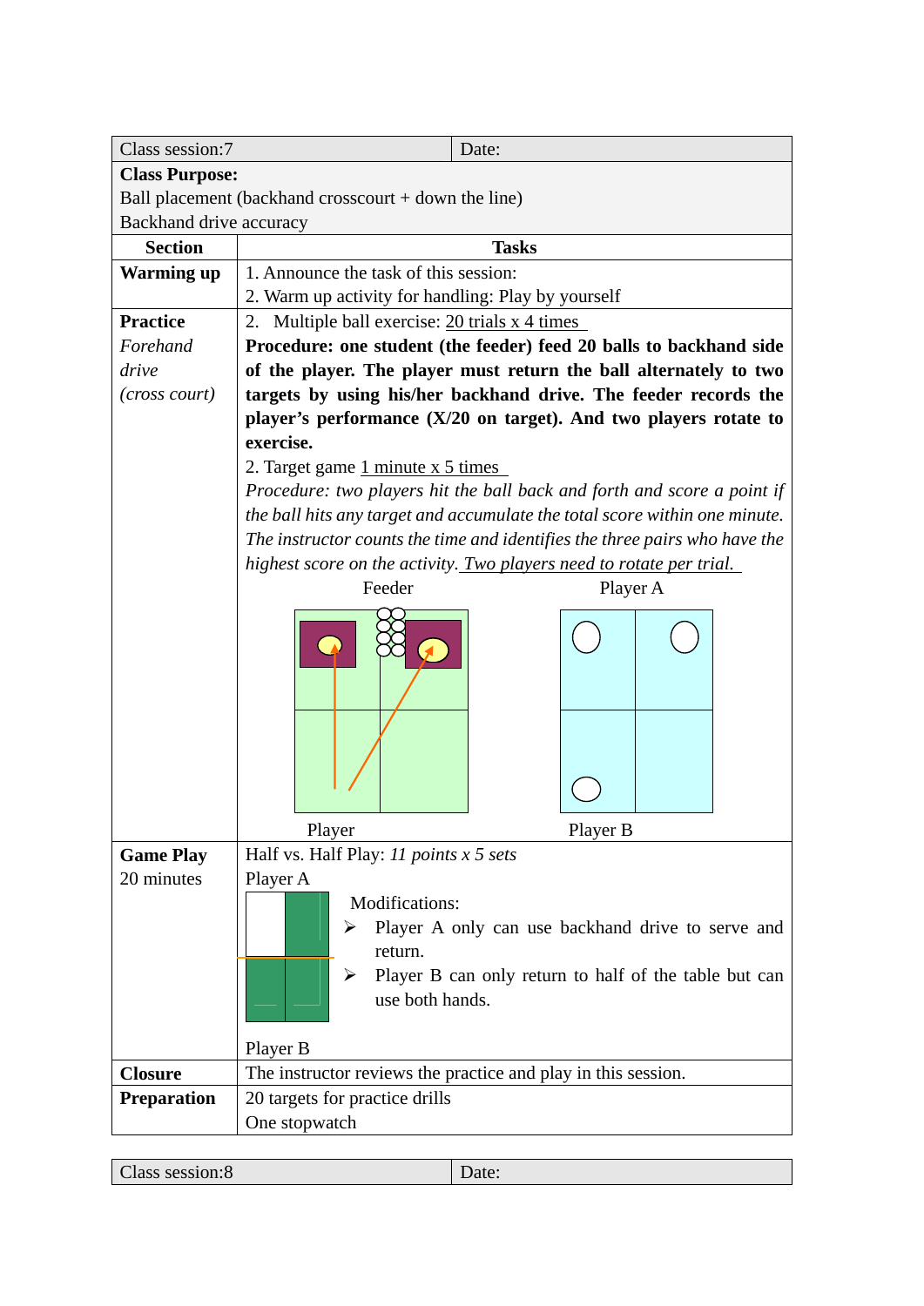| Class session:7 | Date: |
|---|---|
| **Class Purpose:**<br>Ball placement (backhand crosscourt + down the line)<br>Backhand drive accuracy | |

| Section | Tasks |
|---|---|
| **Warming up** | 1. Announce the task of this session:<br>2. Warm up activity for handling: Play by yourself |
| **Practice**<br>*Forehand drive (cross court)* | 2. Multiple ball exercise: 20 trials x 4 times<br>**Procedure: one student (the feeder) feed 20 balls to backhand side of the player. The player must return the ball alternately to two targets by using his/her backhand drive. The feeder records the player's performance (X/20 on target). And two players rotate to exercise.**<br>2. Target game 1 minute x 5 times<br>*Procedure: two players hit the ball back and forth and score a point if the ball hits any target and accumulate the total score within one minute. The instructor counts the time and identifies the three pairs who have the highest score on the activity.* Two players need to rotate per trial.<br>Feeder / Player A<br>Player / Player B |
| **Game Play**<br>20 minutes | Half vs. Half Play: *11 points x 5 sets*<br>Player A<br>Modifications:<br>➢ Player A only can use backhand drive to serve and return.<br>➢ Player B can only return to half of the table but can use both hands.<br>Player B |
| **Closure** | The instructor reviews the practice and play in this session. |
| **Preparation** | 20 targets for practice drills<br>One stopwatch |

| Class session:8 | Date: |
|---|---|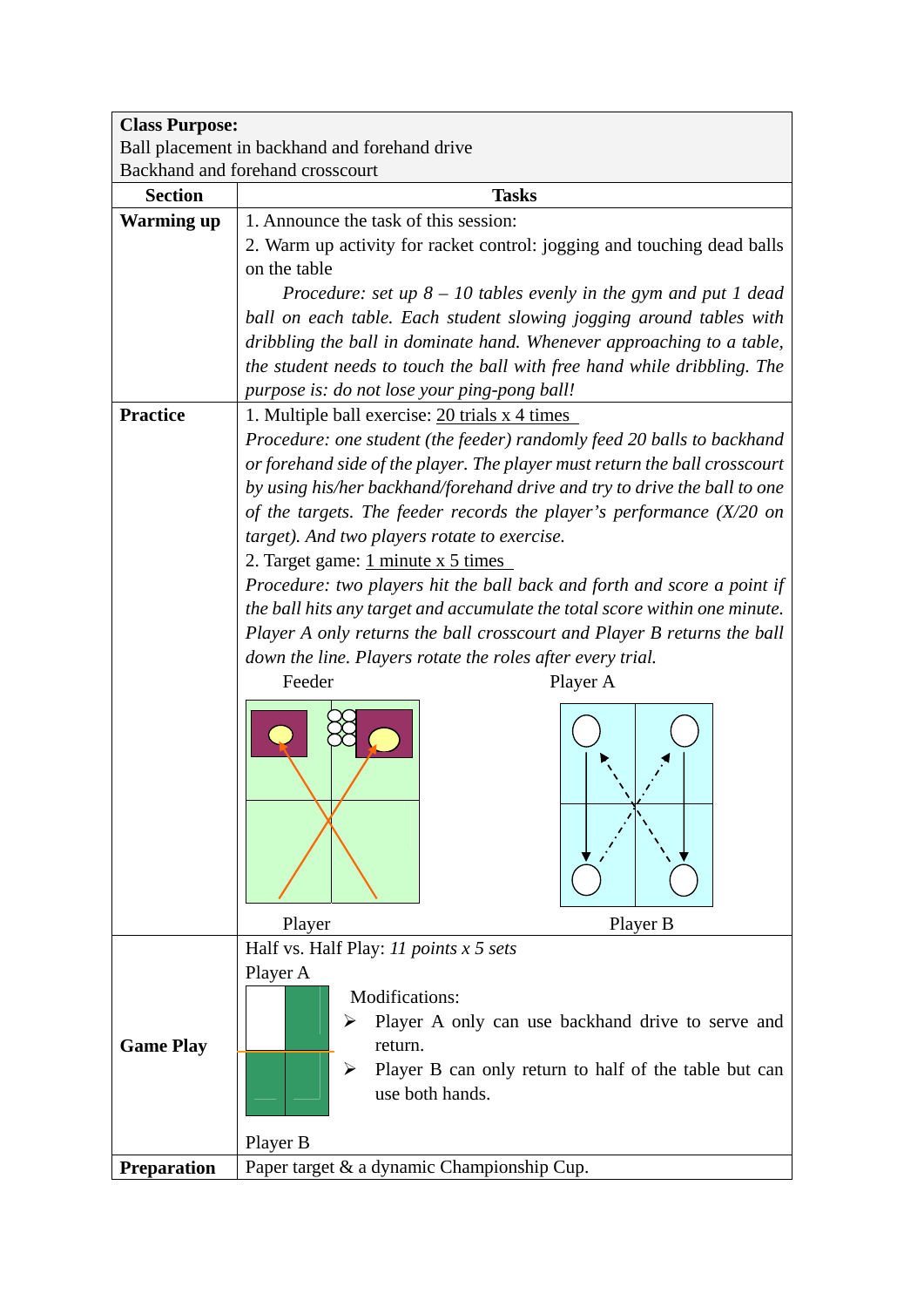| **Class Purpose:**<br>Ball placement in backhand and forehand drive<br>Backhand and forehand crosscourt | |
|---|---|
| **Section** | **Tasks** |
| **Warming up** | 1. Announce the task of this session:<br>2. Warm up activity for racket control: jogging and touching dead balls on the table<br>*Procedure: set up 8 – 10 tables evenly in the gym and put 1 dead ball on each table. Each student slowing jogging around tables with dribbling the ball in dominate hand. Whenever approaching to a table, the student needs to touch the ball with free hand while dribbling. The purpose is: do not lose your ping-pong ball!* |
| **Practice** | 1. Multiple ball exercise: <u>20 trials x 4 times</u><br>*Procedure: one student (the feeder) randomly feed 20 balls to backhand or forehand side of the player. The player must return the ball crosscourt by using his/her backhand/forehand drive and try to drive the ball to one of the targets. The feeder records the player's performance (X/20 on target). And two players rotate to exercise.*<br>2. Target game: <u>1 minute x 5 times</u><br>*Procedure: two players hit the ball back and forth and score a point if the ball hits any target and accumulate the total score within one minute. Player A only returns the ball crosscourt and Player B returns the ball down the line. Players rotate the roles after every trial.*<br>Feeder / Player (left diagram); Player A / Player B (right diagram) |
| **Game Play** | Half vs. Half Play: *11 points x 5 sets*<br>Player A / Player B (diagram)<br>Modifications:<br>➢ Player A only can use backhand drive to serve and return.<br>➢ Player B can only return to half of the table but can use both hands. |
| **Preparation** | Paper target & a dynamic Championship Cup. |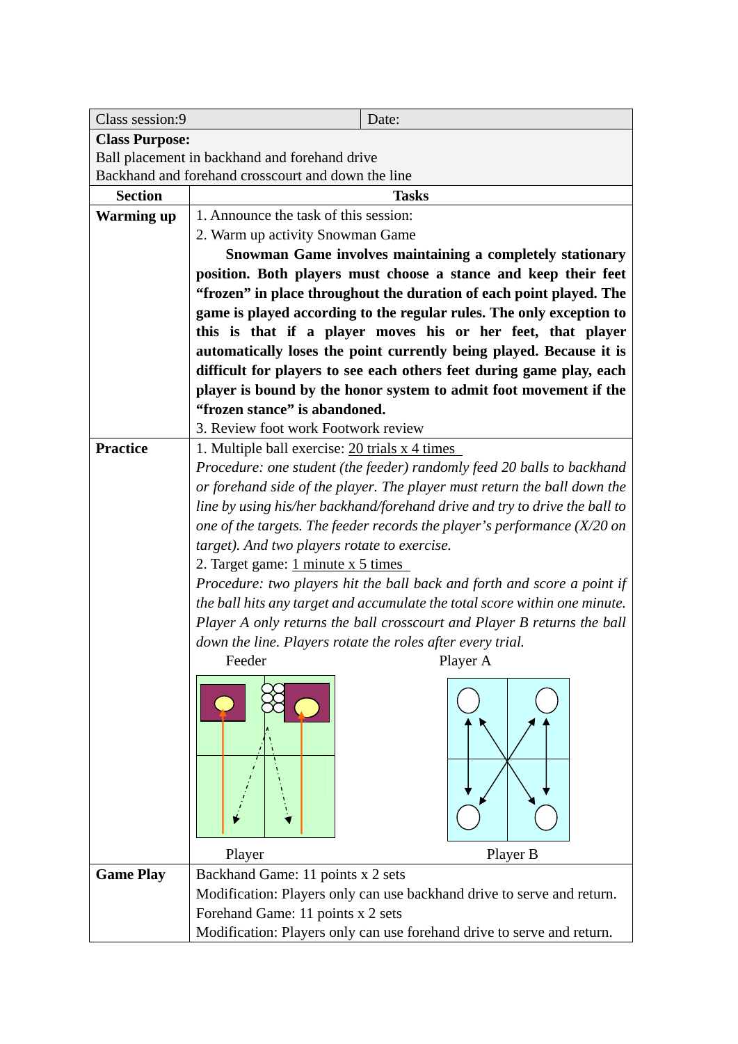| Class session:9 | Date: |
|---|---|
| **Class Purpose:**<br>Ball placement in backhand and forehand drive<br>Backhand and forehand crosscourt and down the line | |

| Section | Tasks |
|---|---|
| **Warming up** | 1. Announce the task of this session:<br>2. Warm up activity Snowman Game<br>**Snowman Game involves maintaining a completely stationary position. Both players must choose a stance and keep their feet “frozen” in place throughout the duration of each point played. The game is played according to the regular rules. The only exception to this is that if a player moves his or her feet, that player automatically loses the point currently being played. Because it is difficult for players to see each others feet during game play, each player is bound by the honor system to admit foot movement if the “frozen stance” is abandoned.**<br>3. Review foot work Footwork review |
| **Practice** | 1. Multiple ball exercise: 20 trials x 4 times<br>*Procedure: one student (the feeder) randomly feed 20 balls to backhand or forehand side of the player. The player must return the ball down the line by using his/her backhand/forehand drive and try to drive the ball to one of the targets. The feeder records the player’s performance (X/20 on target). And two players rotate to exercise.*<br>2. Target game: 1 minute x 5 times<br>*Procedure: two players hit the ball back and forth and score a point if the ball hits any target and accumulate the total score within one minute. Player A only returns the ball crosscourt and Player B returns the ball down the line. Players rotate the roles after every trial.*<br>Feeder / Player A<br>Player / Player B |
| **Game Play** | Backhand Game: 11 points x 2 sets<br>Modification: Players only can use backhand drive to serve and return.<br>Forehand Game: 11 points x 2 sets<br>Modification: Players only can use forehand drive to serve and return. |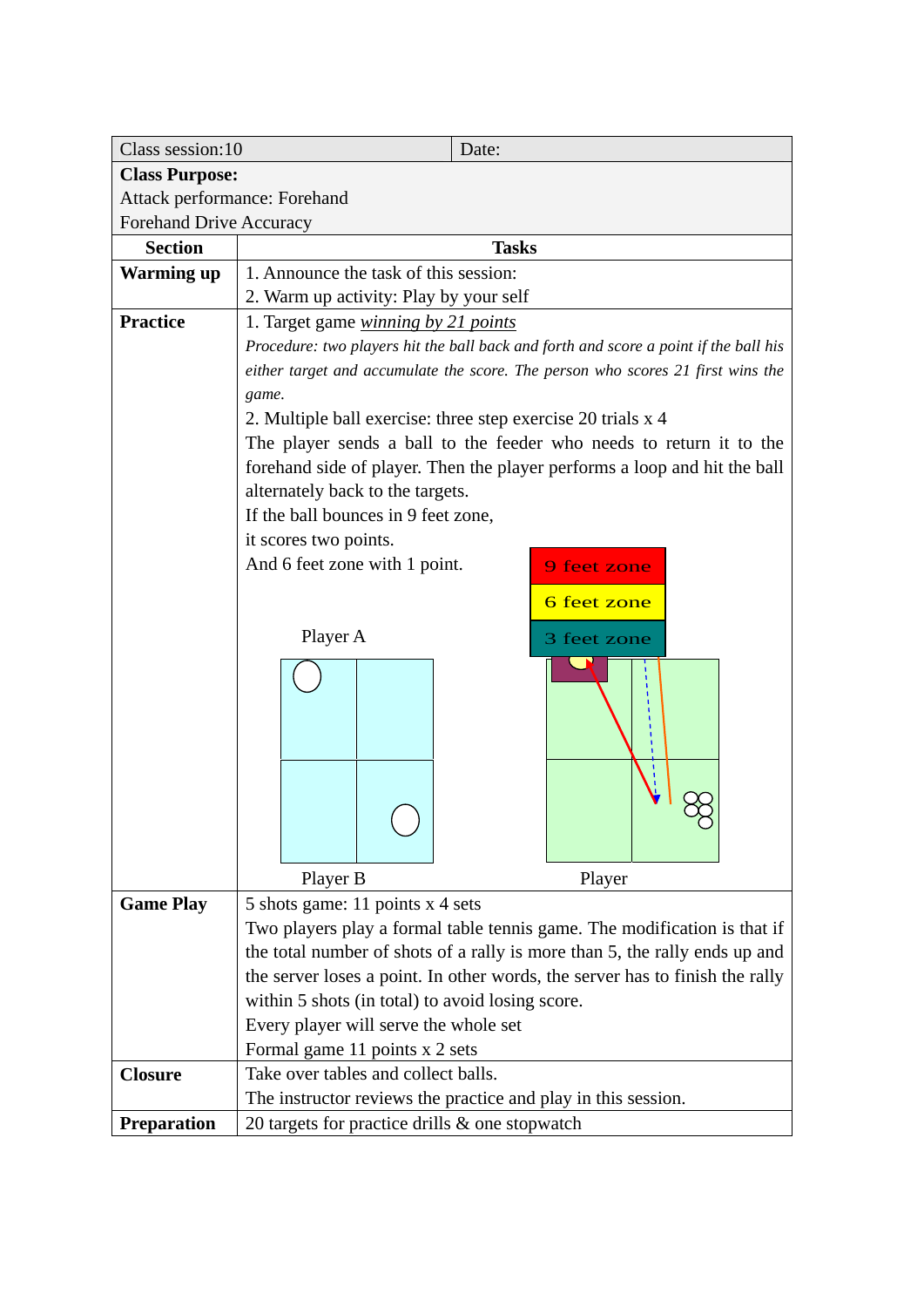| Class session:10 | Date: |
|---|---|
| **Class Purpose:**<br>Attack performance: Forehand<br>Forehand Drive Accuracy | |

| Section | Tasks |
|---|---|
| **Warming up** | 1. Announce the task of this session:<br>2. Warm up activity: Play by your self |
| **Practice** | 1. Target game <u>*winning by 21 points*</u><br>*Procedure: two players hit the ball back and forth and score a point if the ball his either target and accumulate the score. The person who scores 21 first wins the game.*<br>2. Multiple ball exercise: three step exercise 20 trials x 4<br>The player sends a ball to the feeder who needs to return it to the forehand side of player. Then the player performs a loop and hit the ball alternately back to the targets.<br>If the ball bounces in 9 feet zone, it scores two points.<br>And 6 feet zone with 1 point.<br>9 feet zone<br>6 feet zone<br>3 feet zone<br>Player A<br>Player B<br>Player |
| **Game Play** | 5 shots game: 11 points x 4 sets<br>Two players play a formal table tennis game. The modification is that if the total number of shots of a rally is more than 5, the rally ends up and the server loses a point. In other words, the server has to finish the rally within 5 shots (in total) to avoid losing score.<br>Every player will serve the whole set<br>Formal game 11 points x 2 sets |
| **Closure** | Take over tables and collect balls.<br>The instructor reviews the practice and play in this session. |
| **Preparation** | 20 targets for practice drills & one stopwatch |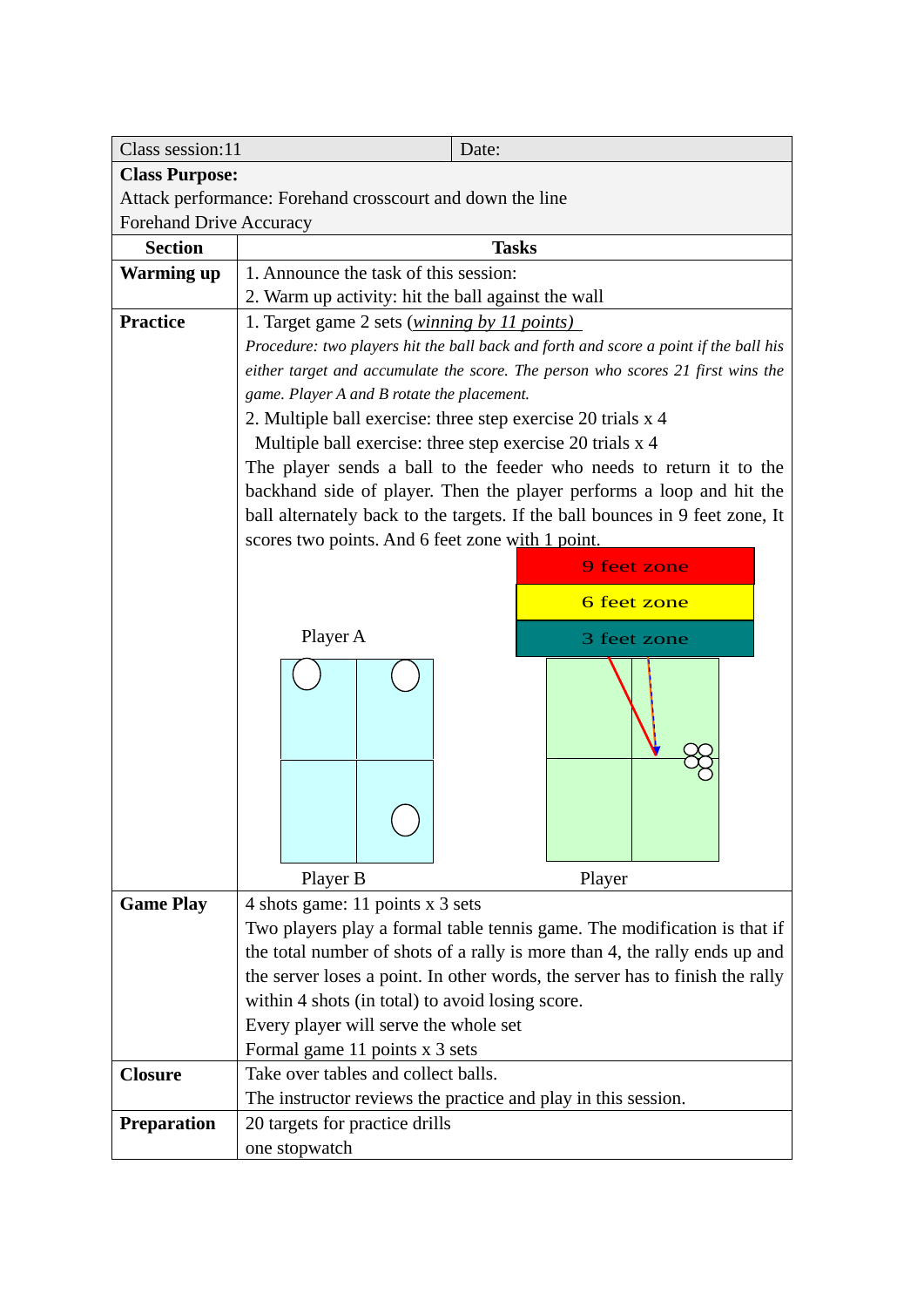| Class session:11 | Date: |
|---|---|
| **Class Purpose:**<br>Attack performance: Forehand crosscourt and down the line<br>Forehand Drive Accuracy | |

| Section | Tasks |
|---|---|
| **Warming up** | 1. Announce the task of this session:<br>2. Warm up activity: hit the ball against the wall |
| **Practice** | 1. Target game 2 sets (*winning by 11 points)*<br>*Procedure: two players hit the ball back and forth and score a point if the ball his either target and accumulate the score. The person who scores 21 first wins the game. Player A and B rotate the placement.*<br>2. Multiple ball exercise: three step exercise 20 trials x 4<br>Multiple ball exercise: three step exercise 20 trials x 4<br>The player sends a ball to the feeder who needs to return it to the backhand side of player. Then the player performs a loop and hit the ball alternately back to the targets. If the ball bounces in 9 feet zone, It scores two points. And 6 feet zone with 1 point.<br>9 feet zone<br>6 feet zone<br>3 feet zone<br>Player A<br>Player B<br>Player |
| **Game Play** | 4 shots game: 11 points x 3 sets<br>Two players play a formal table tennis game. The modification is that if the total number of shots of a rally is more than 4, the rally ends up and the server loses a point. In other words, the server has to finish the rally within 4 shots (in total) to avoid losing score.<br>Every player will serve the whole set<br>Formal game 11 points x 3 sets |
| **Closure** | Take over tables and collect balls.<br>The instructor reviews the practice and play in this session. |
| **Preparation** | 20 targets for practice drills<br>one stopwatch |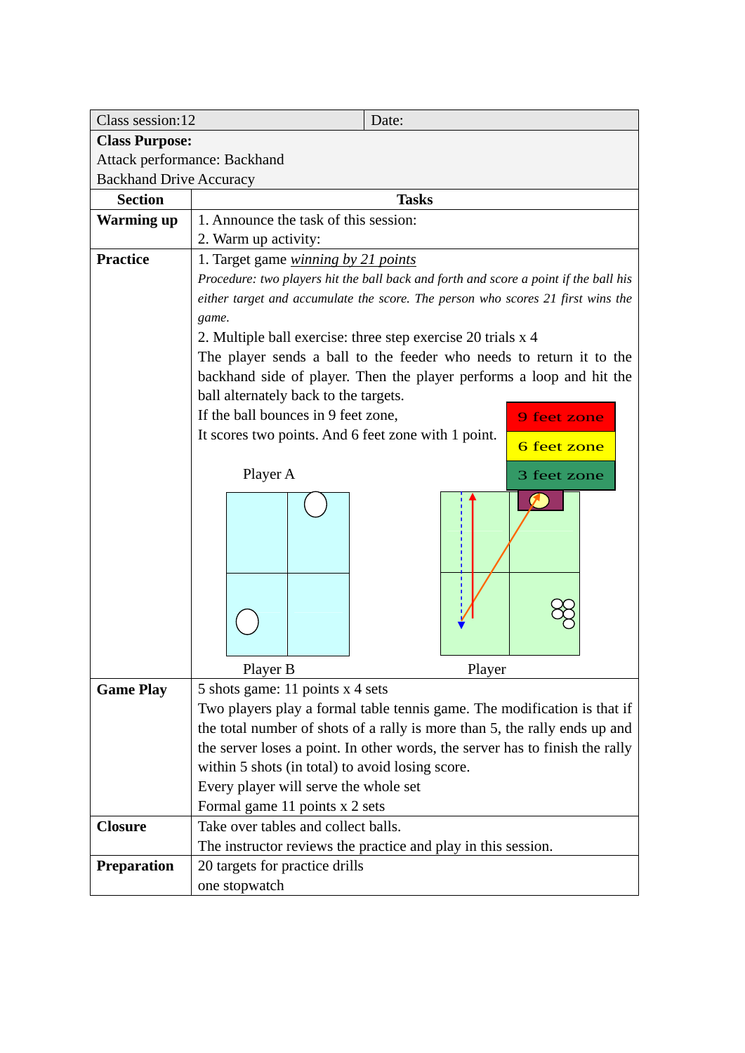| Class session:12 | Date: |
|---|---|
| **Class Purpose:**<br>Attack performance: Backhand<br>Backhand Drive Accuracy | |
| **Section** | **Tasks** |
| **Warming up** | 1. Announce the task of this session:<br>2. Warm up activity: |
| **Practice** | 1. Target game *winning by 21 points*<br>*Procedure: two players hit the ball back and forth and score a point if the ball his either target and accumulate the score. The person who scores 21 first wins the game.*<br>2. Multiple ball exercise: three step exercise 20 trials x 4<br>The player sends a ball to the feeder who needs to return it to the backhand side of player. Then the player performs a loop and hit the ball alternately back to the targets.<br>If the ball bounces in 9 feet zone,<br>It scores two points. And 6 feet zone with 1 point.<br>9 feet zone<br>6 feet zone<br>3 feet zone<br>Player A<br>Player B<br>Player |
| **Game Play** | 5 shots game: 11 points x 4 sets<br>Two players play a formal table tennis game. The modification is that if the total number of shots of a rally is more than 5, the rally ends up and the server loses a point. In other words, the server has to finish the rally within 5 shots (in total) to avoid losing score.<br>Every player will serve the whole set<br>Formal game 11 points x 2 sets |
| **Closure** | Take over tables and collect balls.<br>The instructor reviews the practice and play in this session. |
| **Preparation** | 20 targets for practice drills<br>one stopwatch |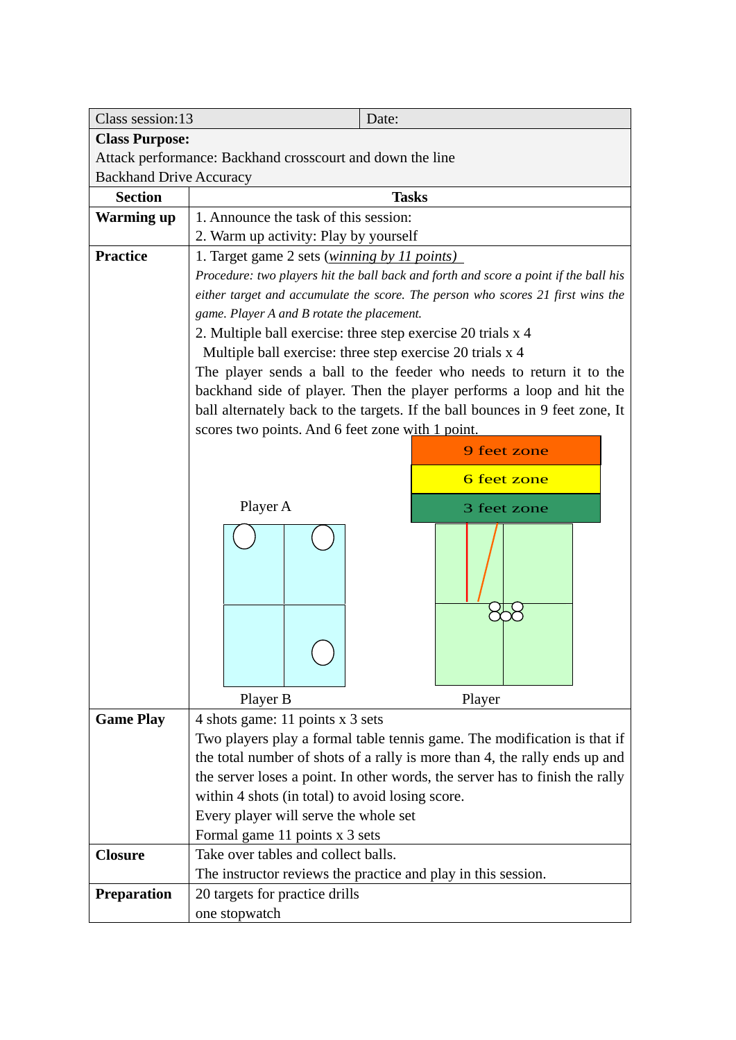| Class session:13 | Date: |
|---|---|
| **Class Purpose:**<br>Attack performance: Backhand crosscourt and down the line<br>Backhand Drive Accuracy | |
| **Section** | **Tasks** |
| **Warming up** | 1. Announce the task of this session:<br>2. Warm up activity: Play by yourself |
| **Practice** | 1. Target game 2 sets (*winning by 11 points)*<br>*Procedure: two players hit the ball back and forth and score a point if the ball his either target and accumulate the score. The person who scores 21 first wins the game. Player A and B rotate the placement.*<br>2. Multiple ball exercise: three step exercise 20 trials x 4<br>Multiple ball exercise: three step exercise 20 trials x 4<br>The player sends a ball to the feeder who needs to return it to the backhand side of player. Then the player performs a loop and hit the ball alternately back to the targets. If the ball bounces in 9 feet zone, It scores two points. And 6 feet zone with 1 point.<br>9 feet zone<br>6 feet zone<br>3 feet zone<br>Player A<br>Player B<br>Player |
| **Game Play** | 4 shots game: 11 points x 3 sets<br>Two players play a formal table tennis game. The modification is that if the total number of shots of a rally is more than 4, the rally ends up and the server loses a point. In other words, the server has to finish the rally within 4 shots (in total) to avoid losing score.<br>Every player will serve the whole set<br>Formal game 11 points x 3 sets |
| **Closure** | Take over tables and collect balls.<br>The instructor reviews the practice and play in this session. |
| **Preparation** | 20 targets for practice drills<br>one stopwatch |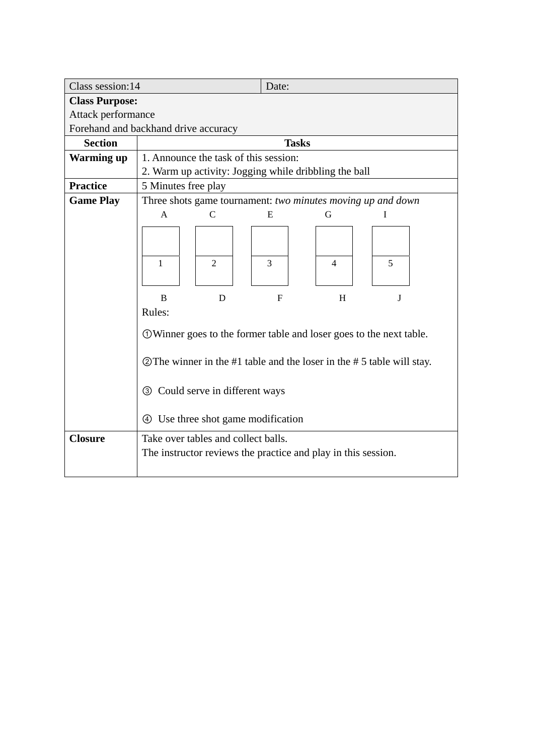| Class session:14 | Date: |
|---|---|
| **Class Purpose:**<br>Attack performance<br>Forehand and backhand drive accuracy | |
| **Section** | **Tasks** |
| **Warming up** | 1. Announce the task of this session:<br>2. Warm up activity: Jogging while dribbling the ball |
| **Practice** | 5 Minutes free play |
| **Game Play** | Three shots game tournament: *two minutes moving up and down*<br>Tables 1–5 (players A/B at table 1, C/D at table 2, E/F at table 3, G/H at table 4, I/J at table 5)<br>Rules:<br>①Winner goes to the former table and loser goes to the next table.<br>②The winner in the #1 table and the loser in the # 5 table will stay.<br>③ Could serve in different ways<br>④ Use three shot game modification |
| **Closure** | Take over tables and collect balls.<br>The instructor reviews the practice and play in this session. |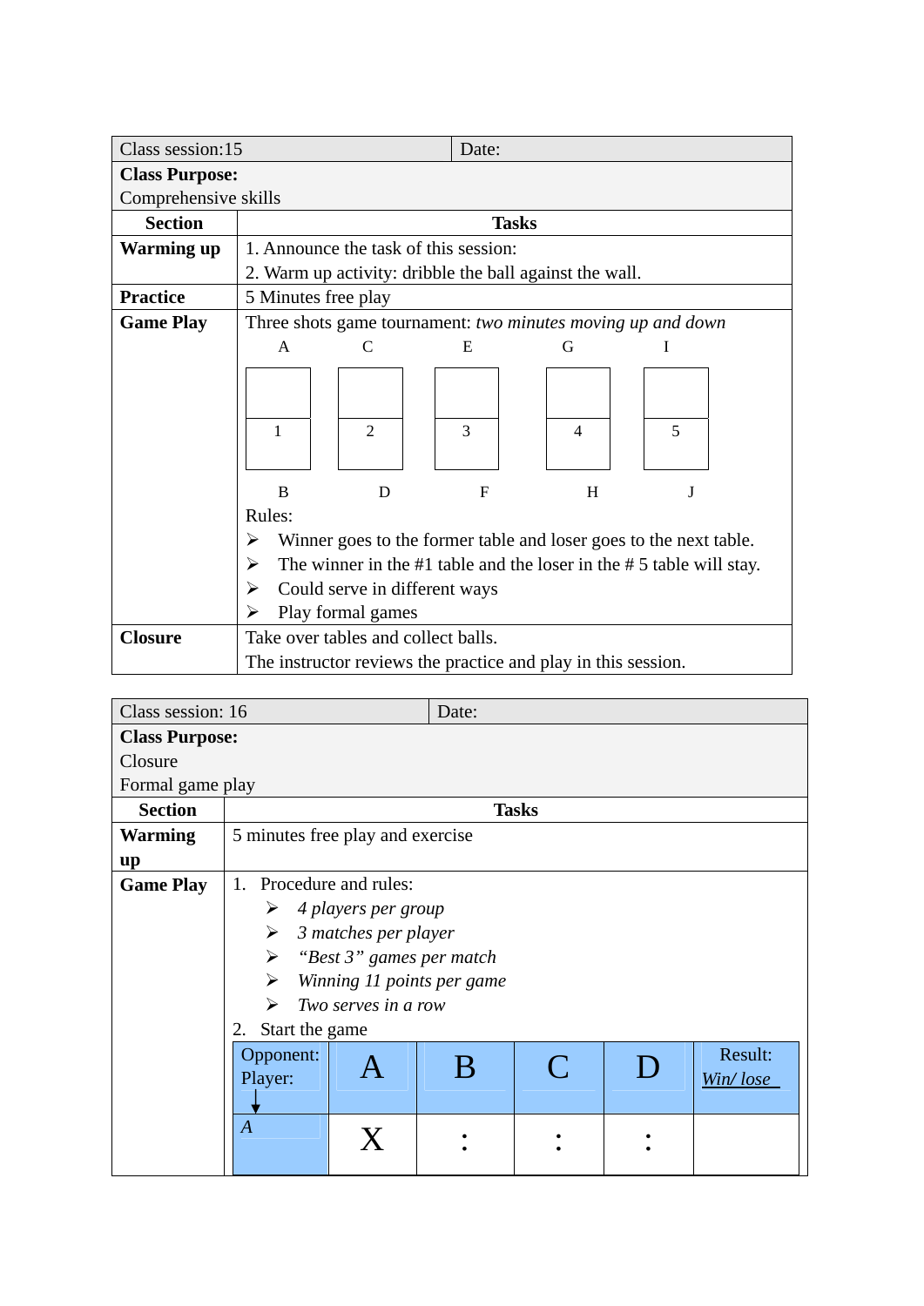| Class session:15 | Date: |
|---|---|
| **Class Purpose:**<br>Comprehensive skills | |
| **Section** | **Tasks** |
| **Warming up** | 1. Announce the task of this session:<br>2. Warm up activity: dribble the ball against the wall. |
| **Practice** | 5 Minutes free play |
| **Game Play** | Three shots game tournament: *two minutes moving up and down*<br>Tables 1–5: A/B at table 1, C/D at table 2, E/F at table 3, G/H at table 4, I/J at table 5<br>Rules:<br>➢ Winner goes to the former table and loser goes to the next table.<br>➢ The winner in the #1 table and the loser in the # 5 table will stay.<br>➢ Could serve in different ways<br>➢ Play formal games |
| **Closure** | Take over tables and collect balls.<br>The instructor reviews the practice and play in this session. |

| Class session: 16 | Date: |
|---|---|
| **Class Purpose:**<br>Closure<br>Formal game play | |
| **Section** | **Tasks** |
| **Warming up** | 5 minutes free play and exercise |
| **Game Play** | 1. Procedure and rules:<br>➢ *4 players per group*<br>➢ *3 matches per player*<br>➢ *"Best 3" games per match*<br>➢ *Winning 11 points per game*<br>➢ *Two serves in a row*<br>2. Start the game |

| Opponent:<br>Player: ↓ | A | B | C | D | Result:<br>*Win/ lose* |
|---|---|---|---|---|---|
| *A* | X | : | : | : | |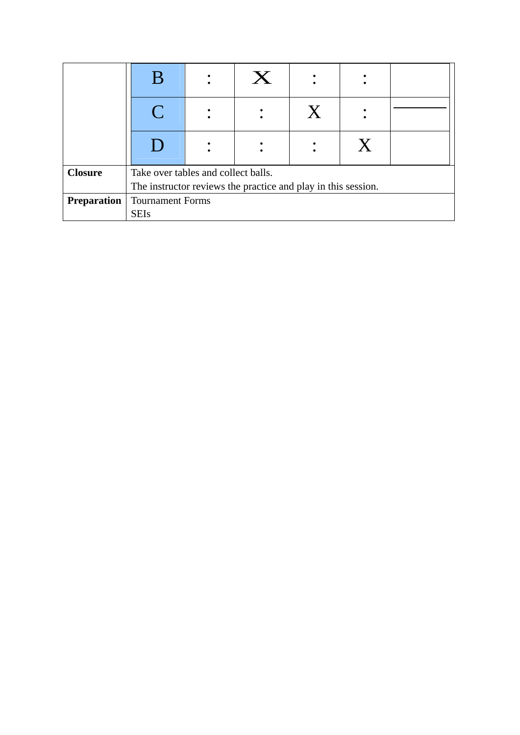| | | | | | | |
|---|---|---|---|---|---|---|
| | B | : | X | : | : | |
| | C | : | : | X | : | ——— |
| | D | : | : | : | X | |
| **Closure** | Take over tables and collect balls.<br>The instructor reviews the practice and play in this session. | | | | | |
| **Preparation** | Tournament Forms<br>SEIs | | | | | |